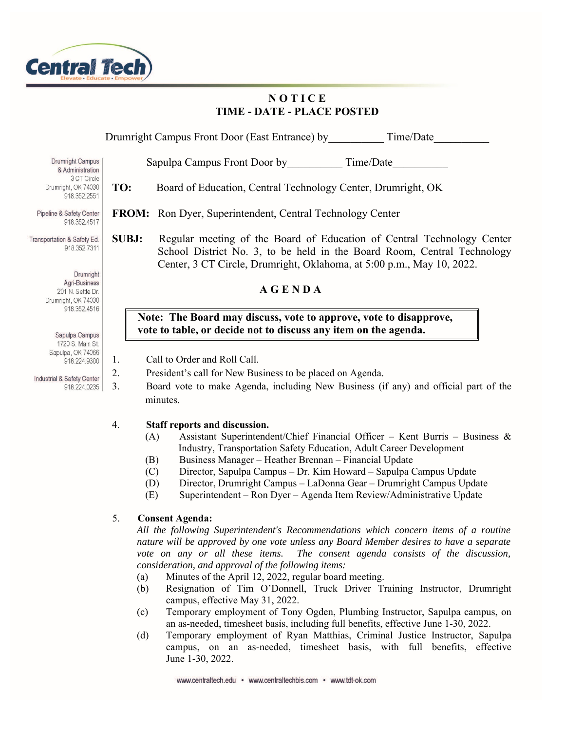Central Tech
Elevate • Educate • Empower

# NOTICE
## TIME - DATE - PLACE POSTED

Drumright Campus Front Door (East Entrance) by__________ Time/Date__________

Sapulpa Campus Front Door by__________ Time/Date__________

Drumright Campus & Administration
3 CT Circle
Drumright, OK 74030
918.352.2551

Pipeline & Safety Center
918.352.4517

Transportation & Safety Ed.
918.352.7311

Drumright Agri-Business
201 N. Settle Dr.
Drumright, OK 74030
918.352.4516

Sapulpa Campus
1720 S. Main St.
Sapulpa, OK 74066
918.224.9300

Industrial & Safety Center
918.224.0235

**TO:** Board of Education, Central Technology Center, Drumright, OK

**FROM:** Ron Dyer, Superintendent, Central Technology Center

**SUBJ:** Regular meeting of the Board of Education of Central Technology Center School District No. 3, to be held in the Board Room, Central Technology Center, 3 CT Circle, Drumright, Oklahoma, at 5:00 p.m., May 10, 2022.

## AGENDA

**Note: The Board may discuss, vote to approve, vote to disapprove, vote to table, or decide not to discuss any item on the agenda.**

1. Call to Order and Roll Call.
2. President's call for New Business to be placed on Agenda.
3. Board vote to make Agenda, including New Business (if any) and official part of the minutes.

4. **Staff reports and discussion.**
   - (A) Assistant Superintendent/Chief Financial Officer – Kent Burris – Business & Industry, Transportation Safety Education, Adult Career Development
   - (B) Business Manager – Heather Brennan – Financial Update
   - (C) Director, Sapulpa Campus – Dr. Kim Howard – Sapulpa Campus Update
   - (D) Director, Drumright Campus – LaDonna Gear – Drumright Campus Update
   - (E) Superintendent – Ron Dyer – Agenda Item Review/Administrative Update

5. **Consent Agenda:**
   *All the following Superintendent's Recommendations which concern items of a routine nature will be approved by one vote unless any Board Member desires to have a separate vote on any or all these items. The consent agenda consists of the discussion, consideration, and approval of the following items:*
   - (a) Minutes of the April 12, 2022, regular board meeting.
   - (b) Resignation of Tim O'Donnell, Truck Driver Training Instructor, Drumright campus, effective May 31, 2022.
   - (c) Temporary employment of Tony Ogden, Plumbing Instructor, Sapulpa campus, on an as-needed, timesheet basis, including full benefits, effective June 1-30, 2022.
   - (d) Temporary employment of Ryan Matthias, Criminal Justice Instructor, Sapulpa campus, on an as-needed, timesheet basis, with full benefits, effective June 1-30, 2022.

www.centraltech.edu • www.centraltechbis.com • www.tdt-ok.com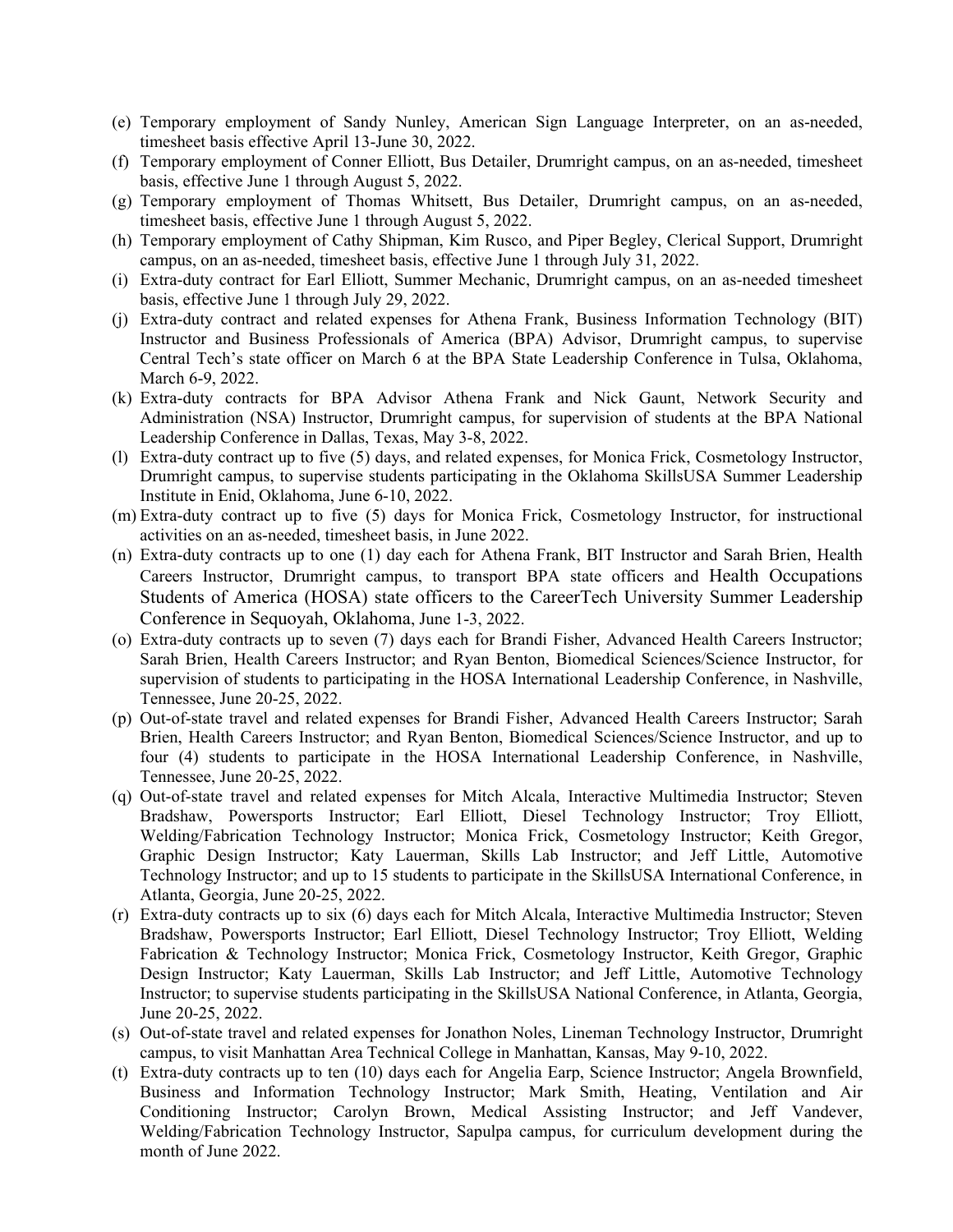(e) Temporary employment of Sandy Nunley, American Sign Language Interpreter, on an as-needed, timesheet basis effective April 13-June 30, 2022.

(f) Temporary employment of Conner Elliott, Bus Detailer, Drumright campus, on an as-needed, timesheet basis, effective June 1 through August 5, 2022.

(g) Temporary employment of Thomas Whitsett, Bus Detailer, Drumright campus, on an as-needed, timesheet basis, effective June 1 through August 5, 2022.

(h) Temporary employment of Cathy Shipman, Kim Rusco, and Piper Begley, Clerical Support, Drumright campus, on an as-needed, timesheet basis, effective June 1 through July 31, 2022.

(i) Extra-duty contract for Earl Elliott, Summer Mechanic, Drumright campus, on an as-needed timesheet basis, effective June 1 through July 29, 2022.

(j) Extra-duty contract and related expenses for Athena Frank, Business Information Technology (BIT) Instructor and Business Professionals of America (BPA) Advisor, Drumright campus, to supervise Central Tech's state officer on March 6 at the BPA State Leadership Conference in Tulsa, Oklahoma, March 6-9, 2022.

(k) Extra-duty contracts for BPA Advisor Athena Frank and Nick Gaunt, Network Security and Administration (NSA) Instructor, Drumright campus, for supervision of students at the BPA National Leadership Conference in Dallas, Texas, May 3-8, 2022.

(l) Extra-duty contract up to five (5) days, and related expenses, for Monica Frick, Cosmetology Instructor, Drumright campus, to supervise students participating in the Oklahoma SkillsUSA Summer Leadership Institute in Enid, Oklahoma, June 6-10, 2022.

(m) Extra-duty contract up to five (5) days for Monica Frick, Cosmetology Instructor, for instructional activities on an as-needed, timesheet basis, in June 2022.

(n) Extra-duty contracts up to one (1) day each for Athena Frank, BIT Instructor and Sarah Brien, Health Careers Instructor, Drumright campus, to transport BPA state officers and Health Occupations Students of America (HOSA) state officers to the CareerTech University Summer Leadership Conference in Sequoyah, Oklahoma, June 1-3, 2022.

(o) Extra-duty contracts up to seven (7) days each for Brandi Fisher, Advanced Health Careers Instructor; Sarah Brien, Health Careers Instructor; and Ryan Benton, Biomedical Sciences/Science Instructor, for supervision of students to participating in the HOSA International Leadership Conference, in Nashville, Tennessee, June 20-25, 2022.

(p) Out-of-state travel and related expenses for Brandi Fisher, Advanced Health Careers Instructor; Sarah Brien, Health Careers Instructor; and Ryan Benton, Biomedical Sciences/Science Instructor, and up to four (4) students to participate in the HOSA International Leadership Conference, in Nashville, Tennessee, June 20-25, 2022.

(q) Out-of-state travel and related expenses for Mitch Alcala, Interactive Multimedia Instructor; Steven Bradshaw, Powersports Instructor; Earl Elliott, Diesel Technology Instructor; Troy Elliott, Welding/Fabrication Technology Instructor; Monica Frick, Cosmetology Instructor; Keith Gregor, Graphic Design Instructor; Katy Lauerman, Skills Lab Instructor; and Jeff Little, Automotive Technology Instructor; and up to 15 students to participate in the SkillsUSA International Conference, in Atlanta, Georgia, June 20-25, 2022.

(r) Extra-duty contracts up to six (6) days each for Mitch Alcala, Interactive Multimedia Instructor; Steven Bradshaw, Powersports Instructor; Earl Elliott, Diesel Technology Instructor; Troy Elliott, Welding Fabrication & Technology Instructor; Monica Frick, Cosmetology Instructor, Keith Gregor, Graphic Design Instructor; Katy Lauerman, Skills Lab Instructor; and Jeff Little, Automotive Technology Instructor; to supervise students participating in the SkillsUSA National Conference, in Atlanta, Georgia, June 20-25, 2022.

(s) Out-of-state travel and related expenses for Jonathon Noles, Lineman Technology Instructor, Drumright campus, to visit Manhattan Area Technical College in Manhattan, Kansas, May 9-10, 2022.

(t) Extra-duty contracts up to ten (10) days each for Angelia Earp, Science Instructor; Angela Brownfield, Business and Information Technology Instructor; Mark Smith, Heating, Ventilation and Air Conditioning Instructor; Carolyn Brown, Medical Assisting Instructor; and Jeff Vandever, Welding/Fabrication Technology Instructor, Sapulpa campus, for curriculum development during the month of June 2022.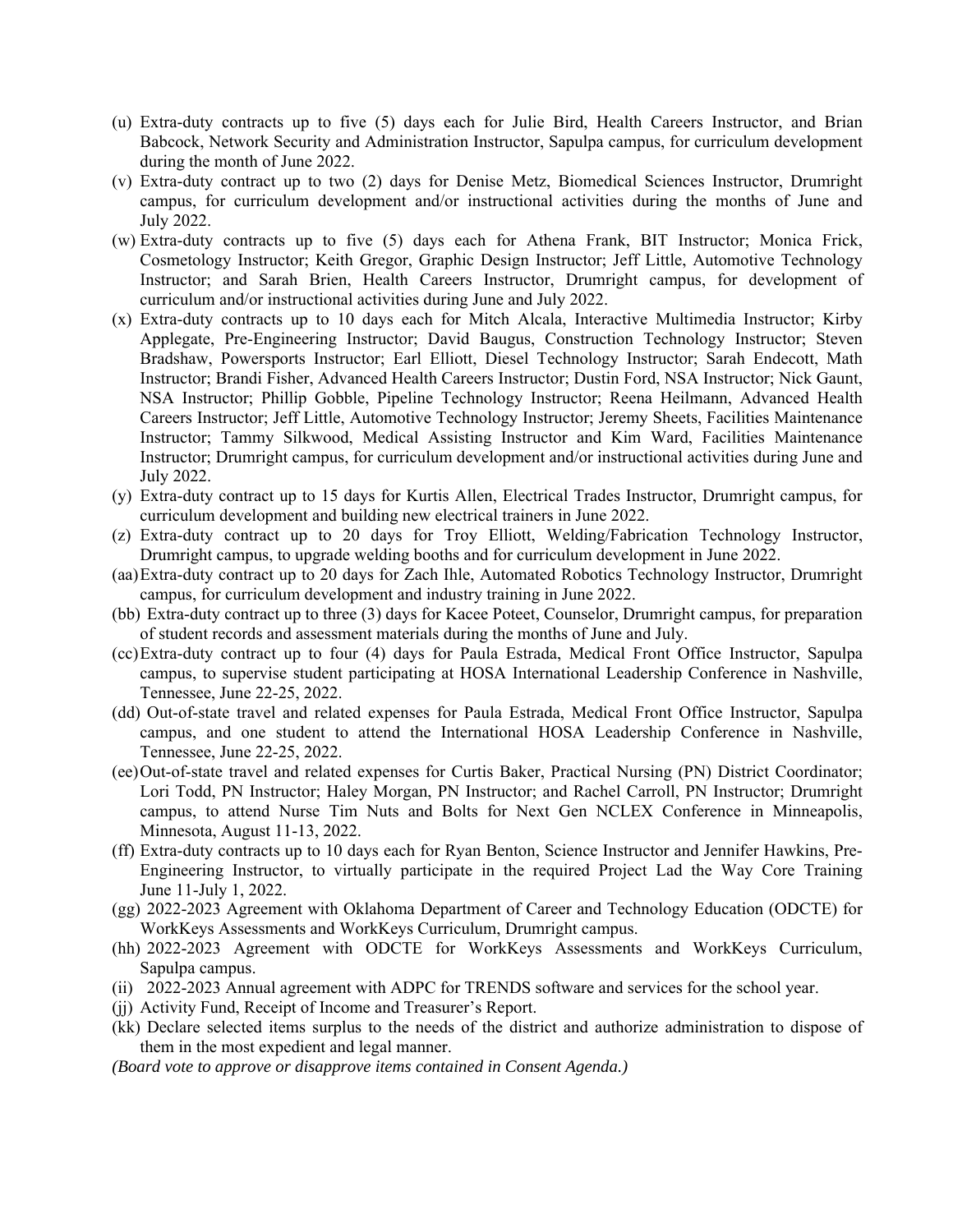(u) Extra-duty contracts up to five (5) days each for Julie Bird, Health Careers Instructor, and Brian Babcock, Network Security and Administration Instructor, Sapulpa campus, for curriculum development during the month of June 2022.

(v) Extra-duty contract up to two (2) days for Denise Metz, Biomedical Sciences Instructor, Drumright campus, for curriculum development and/or instructional activities during the months of June and July 2022.

(w) Extra-duty contracts up to five (5) days each for Athena Frank, BIT Instructor; Monica Frick, Cosmetology Instructor; Keith Gregor, Graphic Design Instructor; Jeff Little, Automotive Technology Instructor; and Sarah Brien, Health Careers Instructor, Drumright campus, for development of curriculum and/or instructional activities during June and July 2022.

(x) Extra-duty contracts up to 10 days each for Mitch Alcala, Interactive Multimedia Instructor; Kirby Applegate, Pre-Engineering Instructor; David Baugus, Construction Technology Instructor; Steven Bradshaw, Powersports Instructor; Earl Elliott, Diesel Technology Instructor; Sarah Endecott, Math Instructor; Brandi Fisher, Advanced Health Careers Instructor; Dustin Ford, NSA Instructor; Nick Gaunt, NSA Instructor; Phillip Gobble, Pipeline Technology Instructor; Reena Heilmann, Advanced Health Careers Instructor; Jeff Little, Automotive Technology Instructor; Jeremy Sheets, Facilities Maintenance Instructor; Tammy Silkwood, Medical Assisting Instructor and Kim Ward, Facilities Maintenance Instructor; Drumright campus, for curriculum development and/or instructional activities during June and July 2022.

(y) Extra-duty contract up to 15 days for Kurtis Allen, Electrical Trades Instructor, Drumright campus, for curriculum development and building new electrical trainers in June 2022.

(z) Extra-duty contract up to 20 days for Troy Elliott, Welding/Fabrication Technology Instructor, Drumright campus, to upgrade welding booths and for curriculum development in June 2022.

(aa) Extra-duty contract up to 20 days for Zach Ihle, Automated Robotics Technology Instructor, Drumright campus, for curriculum development and industry training in June 2022.

(bb) Extra-duty contract up to three (3) days for Kacee Poteet, Counselor, Drumright campus, for preparation of student records and assessment materials during the months of June and July.

(cc) Extra-duty contract up to four (4) days for Paula Estrada, Medical Front Office Instructor, Sapulpa campus, to supervise student participating at HOSA International Leadership Conference in Nashville, Tennessee, June 22-25, 2022.

(dd) Out-of-state travel and related expenses for Paula Estrada, Medical Front Office Instructor, Sapulpa campus, and one student to attend the International HOSA Leadership Conference in Nashville, Tennessee, June 22-25, 2022.

(ee) Out-of-state travel and related expenses for Curtis Baker, Practical Nursing (PN) District Coordinator; Lori Todd, PN Instructor; Haley Morgan, PN Instructor; and Rachel Carroll, PN Instructor; Drumright campus, to attend Nurse Tim Nuts and Bolts for Next Gen NCLEX Conference in Minneapolis, Minnesota, August 11-13, 2022.

(ff) Extra-duty contracts up to 10 days each for Ryan Benton, Science Instructor and Jennifer Hawkins, Pre-Engineering Instructor, to virtually participate in the required Project Lad the Way Core Training June 11-July 1, 2022.

(gg) 2022-2023 Agreement with Oklahoma Department of Career and Technology Education (ODCTE) for WorkKeys Assessments and WorkKeys Curriculum, Drumright campus.

(hh) 2022-2023 Agreement with ODCTE for WorkKeys Assessments and WorkKeys Curriculum, Sapulpa campus.

(ii) 2022-2023 Annual agreement with ADPC for TRENDS software and services for the school year.

(jj) Activity Fund, Receipt of Income and Treasurer's Report.

(kk) Declare selected items surplus to the needs of the district and authorize administration to dispose of them in the most expedient and legal manner.

*(Board vote to approve or disapprove items contained in Consent Agenda.)*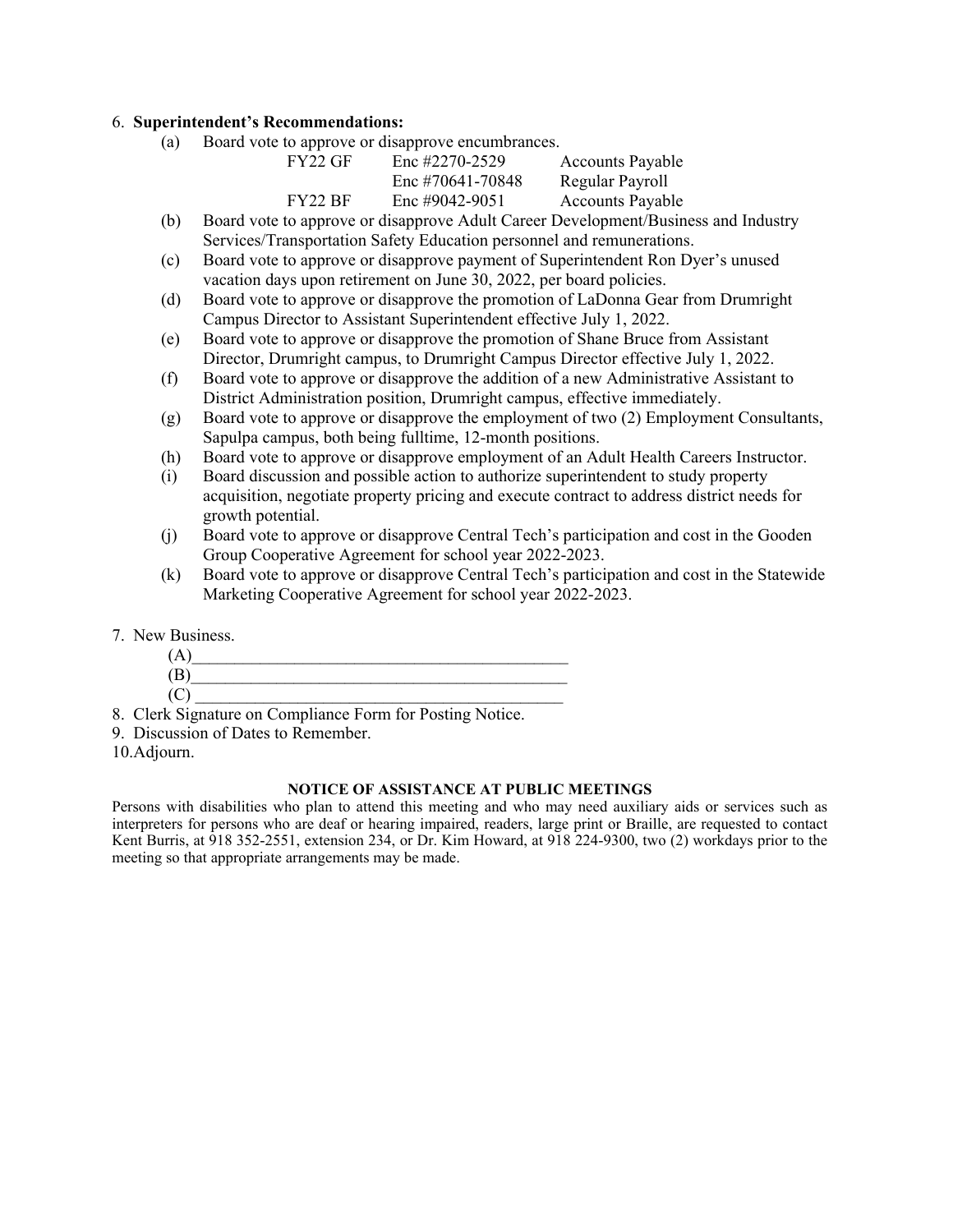6. **Superintendent's Recommendations:**
   - (a) Board vote to approve or disapprove encumbrances.

| | | |
|---|---|---|
| FY22 GF | Enc #2270-2529 | Accounts Payable |
| | Enc #70641-70848 | Regular Payroll |
| FY22 BF | Enc #9042-9051 | Accounts Payable |

   - (b) Board vote to approve or disapprove Adult Career Development/Business and Industry Services/Transportation Safety Education personnel and remunerations.
   - (c) Board vote to approve or disapprove payment of Superintendent Ron Dyer's unused vacation days upon retirement on June 30, 2022, per board policies.
   - (d) Board vote to approve or disapprove the promotion of LaDonna Gear from Drumright Campus Director to Assistant Superintendent effective July 1, 2022.
   - (e) Board vote to approve or disapprove the promotion of Shane Bruce from Assistant Director, Drumright campus, to Drumright Campus Director effective July 1, 2022.
   - (f) Board vote to approve or disapprove the addition of a new Administrative Assistant to District Administration position, Drumright campus, effective immediately.
   - (g) Board vote to approve or disapprove the employment of two (2) Employment Consultants, Sapulpa campus, both being fulltime, 12-month positions.
   - (h) Board vote to approve or disapprove employment of an Adult Health Careers Instructor.
   - (i) Board discussion and possible action to authorize superintendent to study property acquisition, negotiate property pricing and execute contract to address district needs for growth potential.
   - (j) Board vote to approve or disapprove Central Tech's participation and cost in the Gooden Group Cooperative Agreement for school year 2022-2023.
   - (k) Board vote to approve or disapprove Central Tech's participation and cost in the Statewide Marketing Cooperative Agreement for school year 2022-2023.

7. New Business.
   - (A)_____________________________________________
   - (B)_____________________________________________
   - (C) _____________________________________________
8. Clerk Signature on Compliance Form for Posting Notice.
9. Discussion of Dates to Remember.
10. Adjourn.

**NOTICE OF ASSISTANCE AT PUBLIC MEETINGS**

Persons with disabilities who plan to attend this meeting and who may need auxiliary aids or services such as interpreters for persons who are deaf or hearing impaired, readers, large print or Braille, are requested to contact Kent Burris, at 918 352-2551, extension 234, or Dr. Kim Howard, at 918 224-9300, two (2) workdays prior to the meeting so that appropriate arrangements may be made.